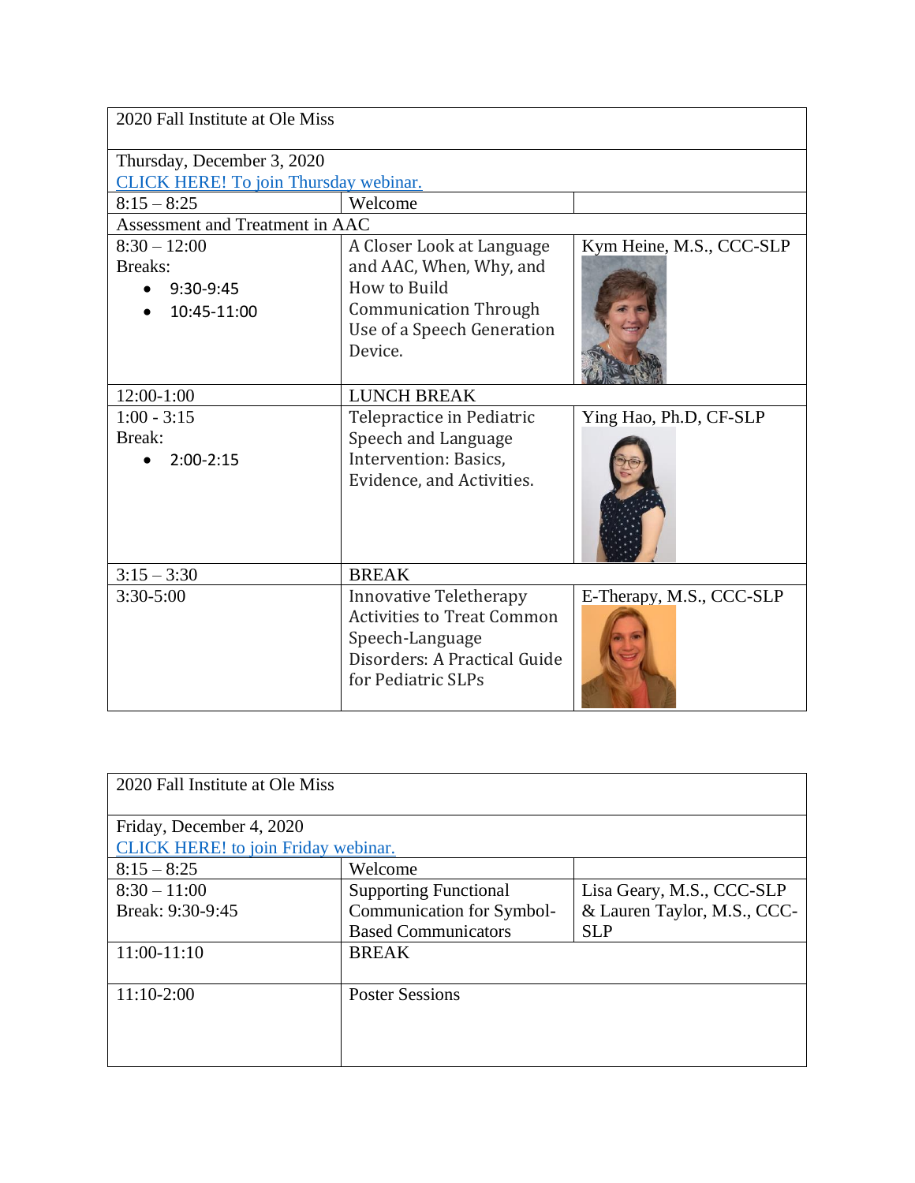| 2020 Fall Institute at Ole Miss | | |
|---|---|---|
| Thursday, December 3, 2020<br>CLICK HERE! To join Thursday webinar. | | |
| 8:15 – 8:25 | Welcome | |
| Assessment and Treatment in AAC | | |
| 8:30 – 12:00<br>Breaks:<br>• 9:30-9:45<br>• 10:45-11:00 | A Closer Look at Language and AAC, When, Why, and How to Build Communication Through Use of a Speech Generation Device. | Kym Heine, M.S., CCC-SLP |
| 12:00-1:00 | LUNCH BREAK | |
| 1:00 - 3:15<br>Break:<br>• 2:00-2:15 | Telepractice in Pediatric Speech and Language Intervention: Basics, Evidence, and Activities. | Ying Hao, Ph.D, CF-SLP |
| 3:15 – 3:30 | BREAK | |
| 3:30-5:00 | Innovative Teletherapy Activities to Treat Common Speech-Language Disorders: A Practical Guide for Pediatric SLPs | E-Therapy, M.S., CCC-SLP |

| 2020 Fall Institute at Ole Miss | | |
|---|---|---|
| Friday, December 4, 2020<br>CLICK HERE! to join Friday webinar. | | |
| 8:15 – 8:25 | Welcome | |
| 8:30 – 11:00<br>Break: 9:30-9:45 | Supporting Functional Communication for Symbol-Based Communicators | Lisa Geary, M.S., CCC-SLP & Lauren Taylor, M.S., CCC-SLP |
| 11:00-11:10 | BREAK | |
| 11:10-2:00 | Poster Sessions | |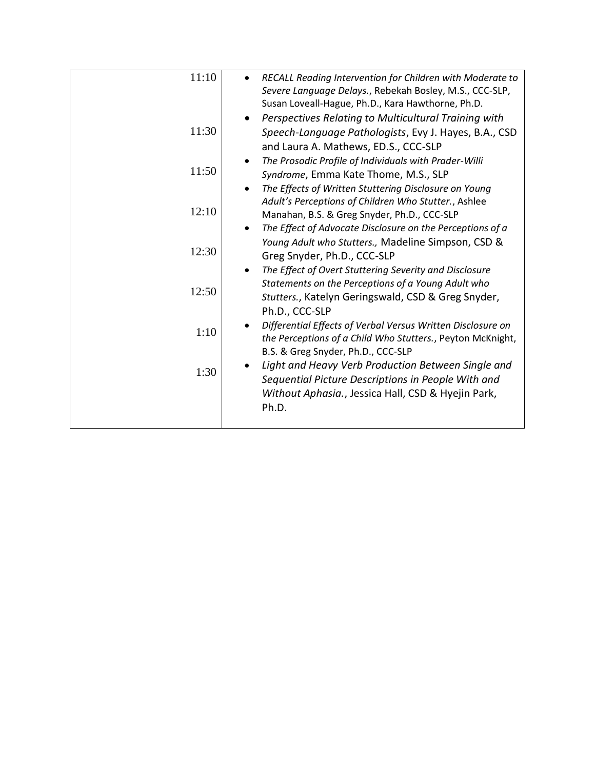| | |
|---|---|
| 11:10 | • *RECALL Reading Intervention for Children with Moderate to Severe Language Delays.*, Rebekah Bosley, M.S., CCC-SLP, Susan Loveall-Hague, Ph.D., Kara Hawthorne, Ph.D. |
| 11:30 | • *Perspectives Relating to Multicultural Training with Speech-Language Pathologists*, Evy J. Hayes, B.A., CSD and Laura A. Mathews, ED.S., CCC-SLP |
| 11:50 | • *The Prosodic Profile of Individuals with Prader-Willi Syndrome*, Emma Kate Thome, M.S., SLP |
| 12:10 | • *The Effects of Written Stuttering Disclosure on Young Adult's Perceptions of Children Who Stutter.*, Ashlee Manahan, B.S. & Greg Snyder, Ph.D., CCC-SLP |
| 12:30 | • *The Effect of Advocate Disclosure on the Perceptions of a Young Adult who Stutters.,* Madeline Simpson, CSD & Greg Snyder, Ph.D., CCC-SLP |
| 12:50 | • *The Effect of Overt Stuttering Severity and Disclosure Statements on the Perceptions of a Young Adult who Stutters.*, Katelyn Geringswald, CSD & Greg Snyder, Ph.D., CCC-SLP |
| 1:10 | • *Differential Effects of Verbal Versus Written Disclosure on the Perceptions of a Child Who Stutters.*, Peyton McKnight, B.S. & Greg Snyder, Ph.D., CCC-SLP |
| 1:30 | • *Light and Heavy Verb Production Between Single and Sequential Picture Descriptions in People With and Without Aphasia.*, Jessica Hall, CSD & Hyejin Park, Ph.D. |